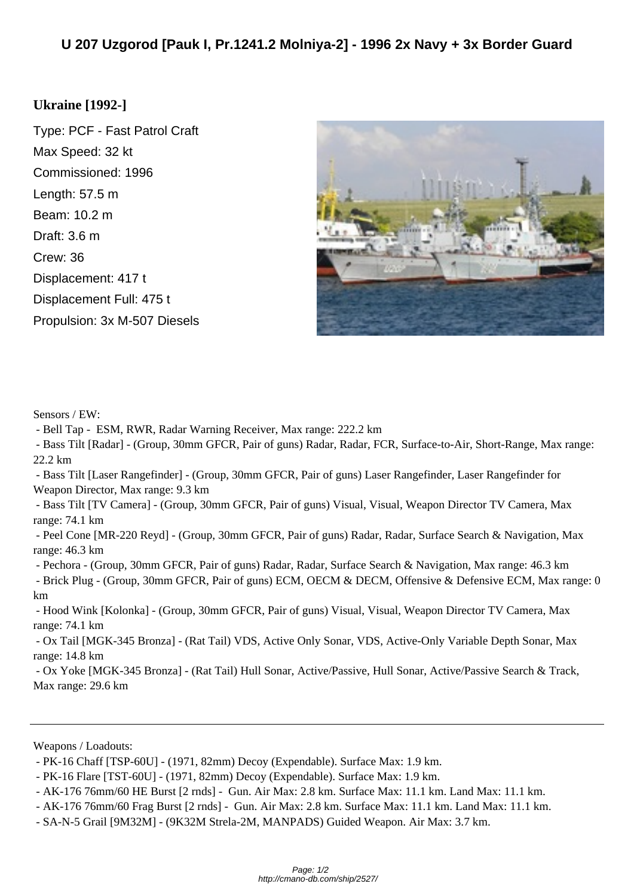# U 207 Uzgorod [Pauk I, Pr.1241.2 Molniya-2] - 1996 2x Navy + 3x Border Guard

**Ukraine [1992-]**

Type: PCF - Fast Patrol Craft

Max Speed: 32 kt

Commissioned: 1996

Length: 57.5 m

Beam: 10.2 m

Draft: 3.6 m

Crew: 36

Displacement: 417 t

Displacement Full: 475 t

Propulsion: 3x M-507 Diesels

Sensors / EW:

- Bell Tap - ESM, RWR, Radar Warning Receiver, Max range: 222.2 km
- Bass Tilt [Radar] - (Group, 30mm GFCR, Pair of guns) Radar, Radar, FCR, Surface-to-Air, Short-Range, Max range: 22.2 km
- Bass Tilt [Laser Rangefinder] - (Group, 30mm GFCR, Pair of guns) Laser Rangefinder, Laser Rangefinder for Weapon Director, Max range: 9.3 km
- Bass Tilt [TV Camera] - (Group, 30mm GFCR, Pair of guns) Visual, Visual, Weapon Director TV Camera, Max range: 74.1 km
- Peel Cone [MR-220 Reyd] - (Group, 30mm GFCR, Pair of guns) Radar, Radar, Surface Search & Navigation, Max range: 46.3 km
- Pechora - (Group, 30mm GFCR, Pair of guns) Radar, Radar, Surface Search & Navigation, Max range: 46.3 km
- Brick Plug - (Group, 30mm GFCR, Pair of guns) ECM, OECM & DECM, Offensive & Defensive ECM, Max range: 0 km
- Hood Wink [Kolonka] - (Group, 30mm GFCR, Pair of guns) Visual, Visual, Weapon Director TV Camera, Max range: 74.1 km
- Ox Tail [MGK-345 Bronza] - (Rat Tail) VDS, Active Only Sonar, VDS, Active-Only Variable Depth Sonar, Max range: 14.8 km
- Ox Yoke [MGK-345 Bronza] - (Rat Tail) Hull Sonar, Active/Passive, Hull Sonar, Active/Passive Search & Track, Max range: 29.6 km

---

Weapons / Loadouts:

- PK-16 Chaff [TSP-60U] - (1971, 82mm) Decoy (Expendable). Surface Max: 1.9 km.
- PK-16 Flare [TST-60U] - (1971, 82mm) Decoy (Expendable). Surface Max: 1.9 km.
- AK-176 76mm/60 HE Burst [2 rnds] - Gun. Air Max: 2.8 km. Surface Max: 11.1 km. Land Max: 11.1 km.
- AK-176 76mm/60 Frag Burst [2 rnds] - Gun. Air Max: 2.8 km. Surface Max: 11.1 km. Land Max: 11.1 km.
- SA-N-5 Grail [9M32M] - (9K32M Strela-2M, MANPADS) Guided Weapon. Air Max: 3.7 km.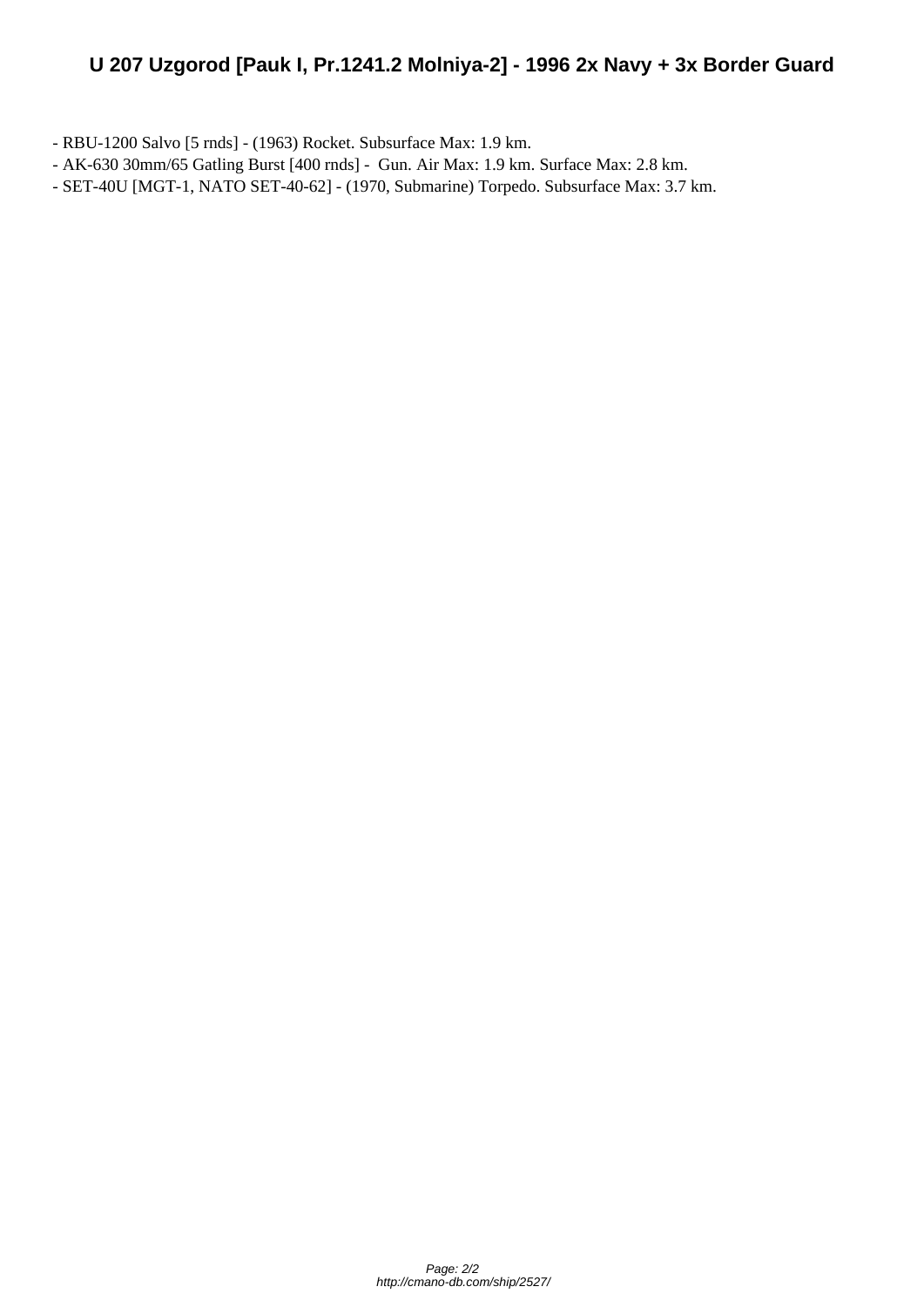- RBU-1200 Salvo [5 rnds] - (1963) Rocket. Subsurface Max: 1.9 km.
- AK-630 30mm/65 Gatling Burst [400 rnds] - Gun. Air Max: 1.9 km. Surface Max: 2.8 km.
- SET-40U [MGT-1, NATO SET-40-62] - (1970, Submarine) Torpedo. Subsurface Max: 3.7 km.